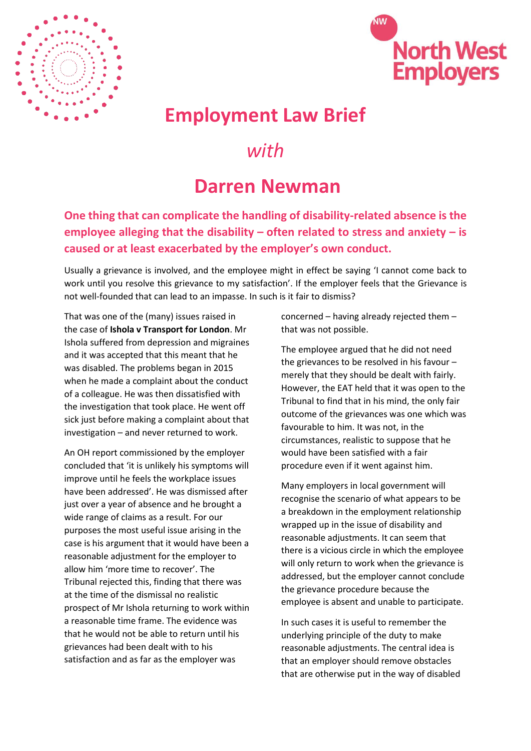# Employment Law Brief

*with*

# Darren Newman

**One thing that can complicate the handling of disability-related absence is the employee alleging that the disability – often related to stress and anxiety – is caused or at least exacerbated by the employer's own conduct.**

Usually a grievance is involved, and the employee might in effect be saying 'I cannot come back to work until you resolve this grievance to my satisfaction'. If the employer feels that the Grievance is not well-founded that can lead to an impasse. In such is it fair to dismiss?

That was one of the (many) issues raised in the case of **Ishola v Transport for London**. Mr Ishola suffered from depression and migraines and it was accepted that this meant that he was disabled. The problems began in 2015 when he made a complaint about the conduct of a colleague. He was then dissatisfied with the investigation that took place. He went off sick just before making a complaint about that investigation – and never returned to work.

An OH report commissioned by the employer concluded that 'it is unlikely his symptoms will improve until he feels the workplace issues have been addressed'. He was dismissed after just over a year of absence and he brought a wide range of claims as a result. For our purposes the most useful issue arising in the case is his argument that it would have been a reasonable adjustment for the employer to allow him 'more time to recover'. The Tribunal rejected this, finding that there was at the time of the dismissal no realistic prospect of Mr Ishola returning to work within a reasonable time frame. The evidence was that he would not be able to return until his grievances had been dealt with to his satisfaction and as far as the employer was concerned – having already rejected them – that was not possible.

The employee argued that he did not need the grievances to be resolved in his favour – merely that they should be dealt with fairly. However, the EAT held that it was open to the Tribunal to find that in his mind, the only fair outcome of the grievances was one which was favourable to him. It was not, in the circumstances, realistic to suppose that he would have been satisfied with a fair procedure even if it went against him.

Many employers in local government will recognise the scenario of what appears to be a breakdown in the employment relationship wrapped up in the issue of disability and reasonable adjustments. It can seem that there is a vicious circle in which the employee will only return to work when the grievance is addressed, but the employer cannot conclude the grievance procedure because the employee is absent and unable to participate.

In such cases it is useful to remember the underlying principle of the duty to make reasonable adjustments. The central idea is that an employer should remove obstacles that are otherwise put in the way of disabled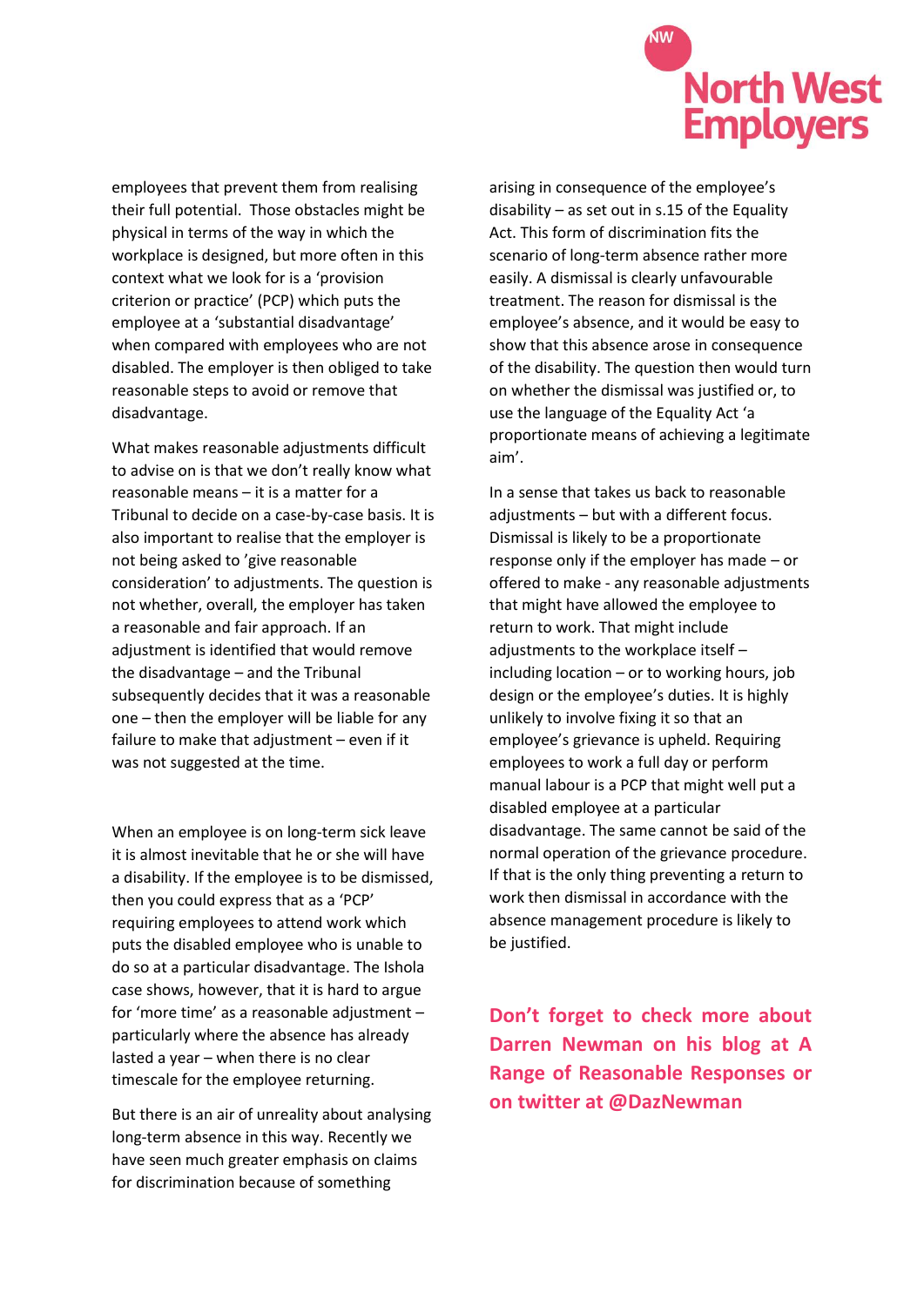employees that prevent them from realising their full potential. Those obstacles might be physical in terms of the way in which the workplace is designed, but more often in this context what we look for is a 'provision criterion or practice' (PCP) which puts the employee at a 'substantial disadvantage' when compared with employees who are not disabled. The employer is then obliged to take reasonable steps to avoid or remove that disadvantage.

What makes reasonable adjustments difficult to advise on is that we don't really know what reasonable means – it is a matter for a Tribunal to decide on a case-by-case basis. It is also important to realise that the employer is not being asked to 'give reasonable consideration' to adjustments. The question is not whether, overall, the employer has taken a reasonable and fair approach. If an adjustment is identified that would remove the disadvantage – and the Tribunal subsequently decides that it was a reasonable one – then the employer will be liable for any failure to make that adjustment – even if it was not suggested at the time.

When an employee is on long-term sick leave it is almost inevitable that he or she will have a disability. If the employee is to be dismissed, then you could express that as a 'PCP' requiring employees to attend work which puts the disabled employee who is unable to do so at a particular disadvantage. The Ishola case shows, however, that it is hard to argue for 'more time' as a reasonable adjustment – particularly where the absence has already lasted a year – when there is no clear timescale for the employee returning.

But there is an air of unreality about analysing long-term absence in this way. Recently we have seen much greater emphasis on claims for discrimination because of something arising in consequence of the employee's disability – as set out in s.15 of the Equality Act. This form of discrimination fits the scenario of long-term absence rather more easily. A dismissal is clearly unfavourable treatment. The reason for dismissal is the employee's absence, and it would be easy to show that this absence arose in consequence of the disability. The question then would turn on whether the dismissal was justified or, to use the language of the Equality Act 'a proportionate means of achieving a legitimate aim'.

In a sense that takes us back to reasonable adjustments – but with a different focus. Dismissal is likely to be a proportionate response only if the employer has made – or offered to make - any reasonable adjustments that might have allowed the employee to return to work. That might include adjustments to the workplace itself – including location – or to working hours, job design or the employee's duties. It is highly unlikely to involve fixing it so that an employee's grievance is upheld. Requiring employees to work a full day or perform manual labour is a PCP that might well put a disabled employee at a particular disadvantage. The same cannot be said of the normal operation of the grievance procedure. If that is the only thing preventing a return to work then dismissal in accordance with the absence management procedure is likely to be justified.

**Don't forget to check more about Darren Newman on his blog at A Range of Reasonable Responses or on twitter at @DazNewman**